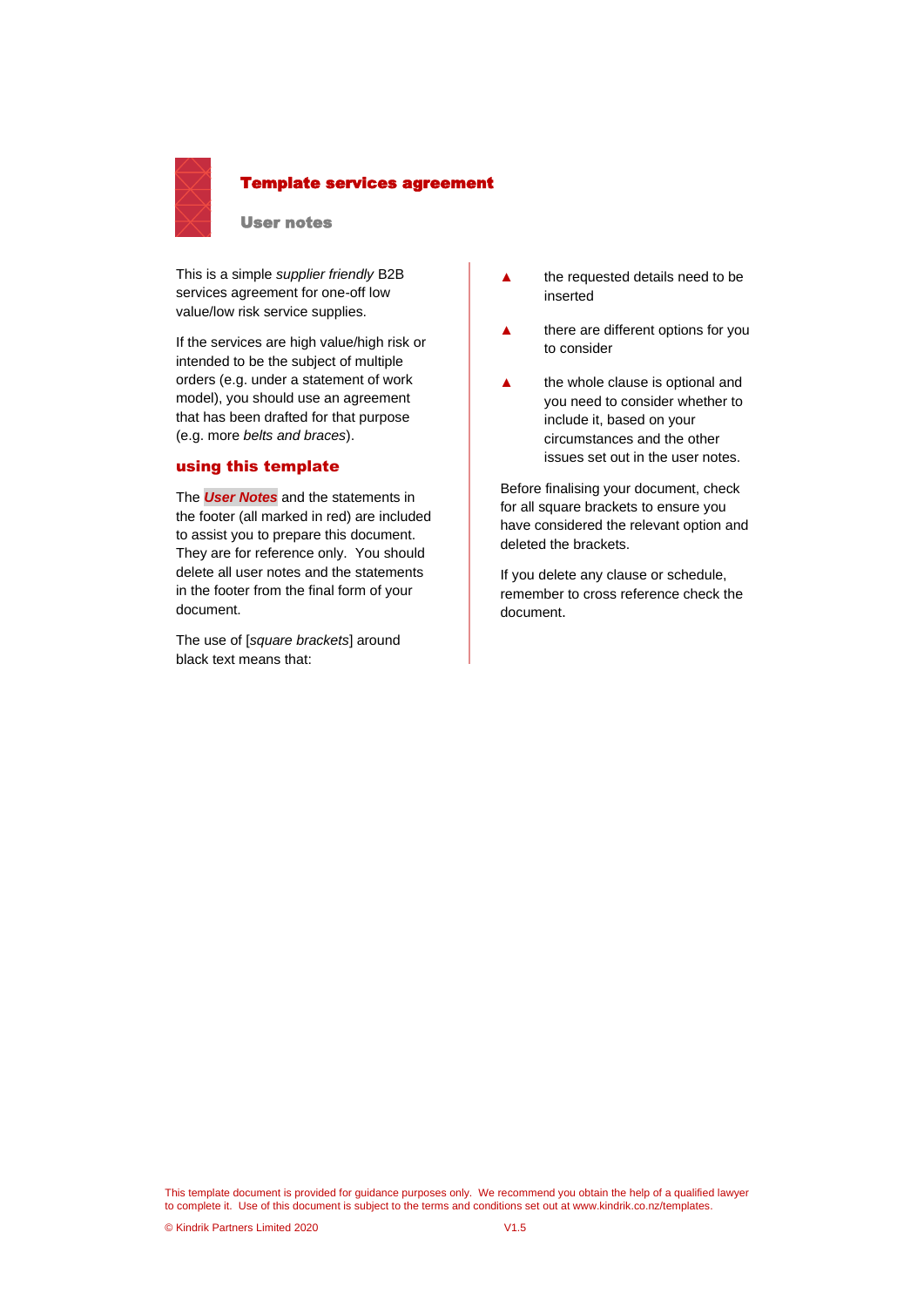# Template services agreement

## User notes

This is a simple *supplier friendly* B2B services agreement for one-off low value/low risk service supplies.

If the services are high value/high risk or intended to be the subject of multiple orders (e.g. under a statement of work model), you should use an agreement that has been drafted for that purpose (e.g. more *belts and braces*).

### using this template

The ***User Notes*** and the statements in the footer (all marked in red) are included to assist you to prepare this document. They are for reference only. You should delete all user notes and the statements in the footer from the final form of your document.

The use of [*square brackets*] around black text means that:

- the requested details need to be inserted
- there are different options for you to consider
- the whole clause is optional and you need to consider whether to include it, based on your circumstances and the other issues set out in the user notes.

Before finalising your document, check for all square brackets to ensure you have considered the relevant option and deleted the brackets.

If you delete any clause or schedule, remember to cross reference check the document.

This template document is provided for guidance purposes only. We recommend you obtain the help of a qualified lawyer to complete it. Use of this document is subject to the terms and conditions set out at www.kindrik.co.nz/templates.

© Kindrik Partners Limited 2020 V1.5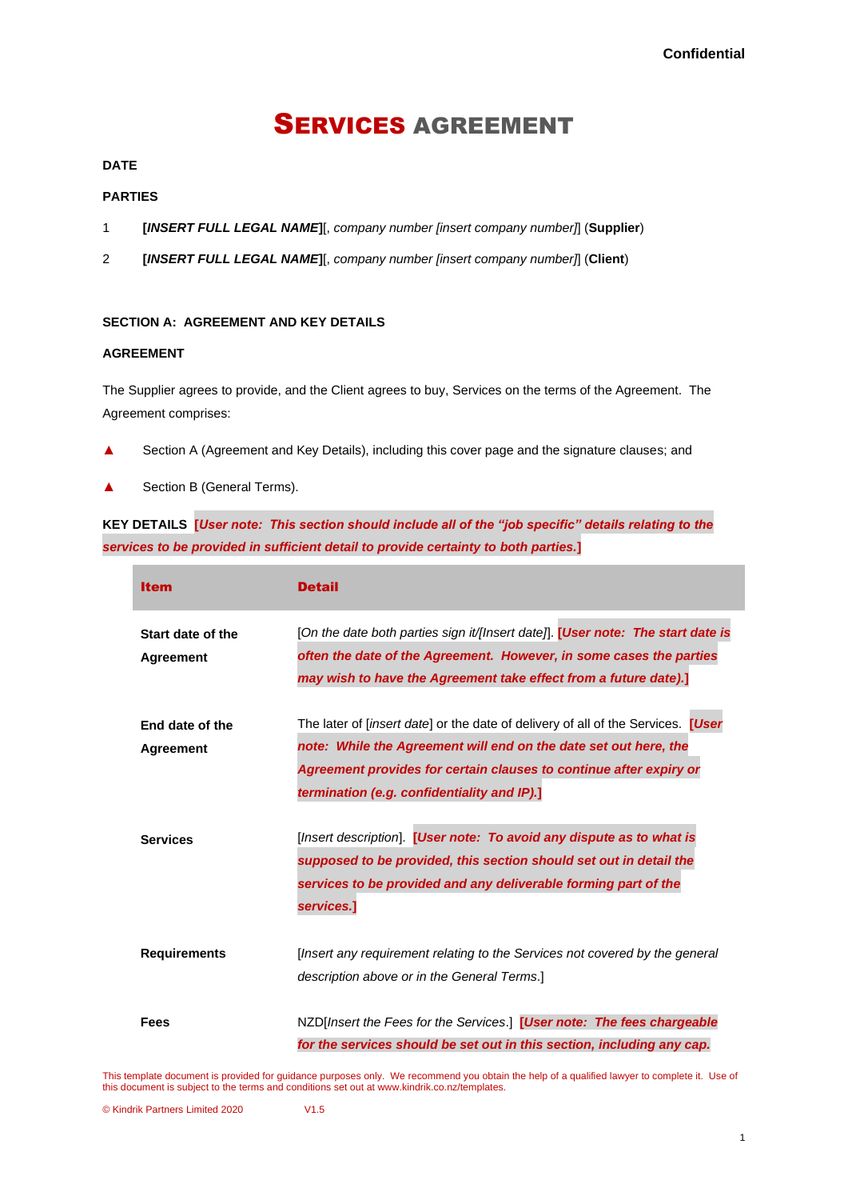Confidential

# SERVICES AGREEMENT

**DATE**

**PARTIES**

1 **[*INSERT FULL LEGAL NAME*]**[, *company number [insert company number]*] (**Supplier**)

2 **[*INSERT FULL LEGAL NAME*]**[, *company number [insert company number]*] (**Client**)

**SECTION A: AGREEMENT AND KEY DETAILS**

**AGREEMENT**

The Supplier agrees to provide, and the Client agrees to buy, Services on the terms of the Agreement. The Agreement comprises:

- Section A (Agreement and Key Details), including this cover page and the signature clauses; and
- Section B (General Terms).

**KEY DETAILS** ***[User note: This section should include all of the "job specific" details relating to the services to be provided in sufficient detail to provide certainty to both parties.]***

| Item | Detail |
|---|---|
| **Start date of the Agreement** | [*On the date both parties sign it/[Insert date]*]. ***[User note: The start date is often the date of the Agreement. However, in some cases the parties may wish to have the Agreement take effect from a future date).]*** |
| **End date of the Agreement** | The later of [*insert date*] or the date of delivery of all of the Services. ***[User note: While the Agreement will end on the date set out here, the Agreement provides for certain clauses to continue after expiry or termination (e.g. confidentiality and IP).]*** |
| **Services** | [*Insert description*]. ***[User note: To avoid any dispute as to what is supposed to be provided, this section should set out in detail the services to be provided and any deliverable forming part of the services.]*** |
| **Requirements** | [*Insert any requirement relating to the Services not covered by the general description above or in the General Terms*.] |
| **Fees** | NZD[*Insert the Fees for the Services*.] ***[User note: The fees chargeable for the services should be set out in this section, including any cap.*** |

This template document is provided for guidance purposes only. We recommend you obtain the help of a qualified lawyer to complete it. Use of this document is subject to the terms and conditions set out at www.kindrik.co.nz/templates.

© Kindrik Partners Limited 2020 V1.5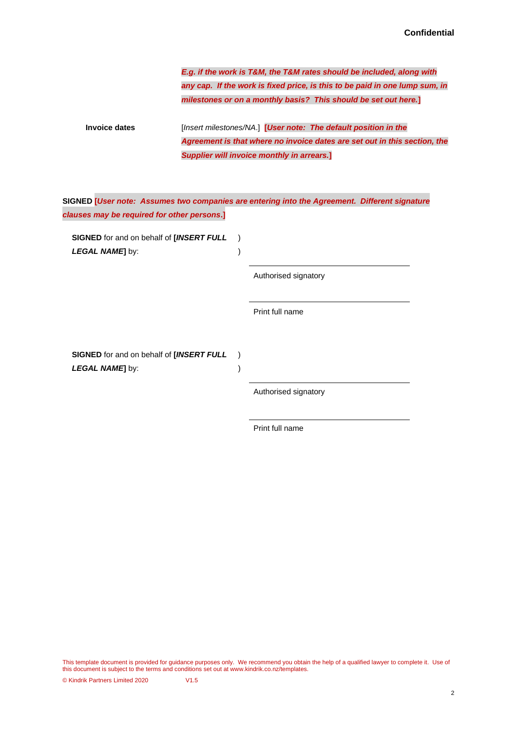***E.g. if the work is T&M, the T&M rates should be included, along with any cap. If the work is fixed price, is this to be paid in one lump sum, in milestones or on a monthly basis? This should be set out here.]***

| | |
|---|---|
| **Invoice dates** | [*Insert milestones/NA*.] ***[User note: The default position in the Agreement is that where no invoice dates are set out in this section, the Supplier will invoice monthly in arrears.]*** |

**SIGNED** ***[User note: Assumes two companies are entering into the Agreement. Different signature clauses may be required for other persons.]***

**SIGNED** for and on behalf of **[*INSERT FULL LEGAL NAME*]** by: )

\_\_\_\_\_\_\_\_\_\_\_\_\_\_\_\_\_\_\_\_\_\_\_\_\_\_\_\_\_\_

Authorised signatory

\_\_\_\_\_\_\_\_\_\_\_\_\_\_\_\_\_\_\_\_\_\_\_\_\_\_\_\_\_\_

Print full name

**SIGNED** for and on behalf of **[*INSERT FULL LEGAL NAME*]** by: )

\_\_\_\_\_\_\_\_\_\_\_\_\_\_\_\_\_\_\_\_\_\_\_\_\_\_\_\_\_\_

Authorised signatory

\_\_\_\_\_\_\_\_\_\_\_\_\_\_\_\_\_\_\_\_\_\_\_\_\_\_\_\_\_\_

Print full name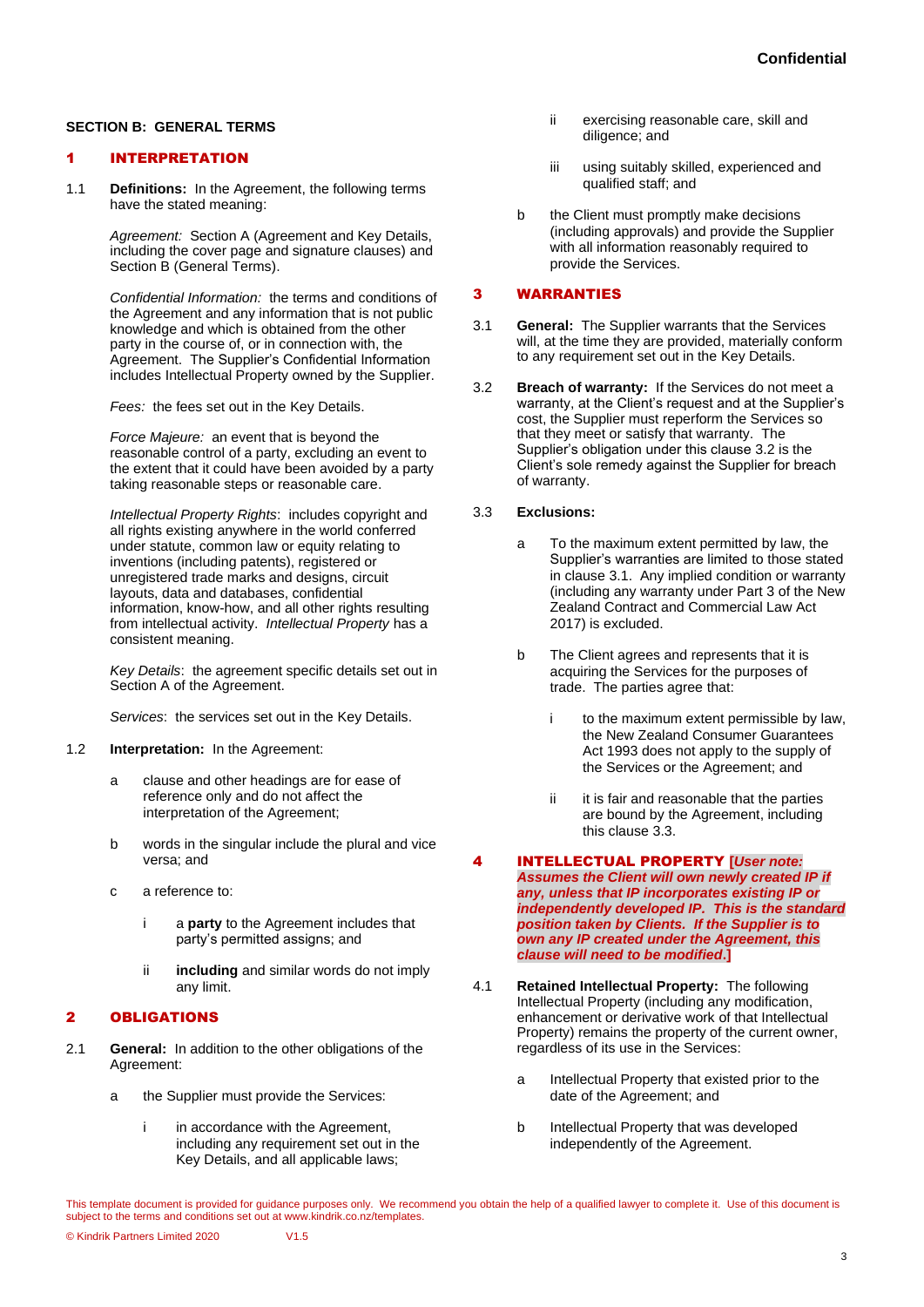**SECTION B: GENERAL TERMS**

## 1 INTERPRETATION

1.1 **Definitions:** In the Agreement, the following terms have the stated meaning:

*Agreement:* Section A (Agreement and Key Details, including the cover page and signature clauses) and Section B (General Terms).

*Confidential Information:* the terms and conditions of the Agreement and any information that is not public knowledge and which is obtained from the other party in the course of, or in connection with, the Agreement. The Supplier's Confidential Information includes Intellectual Property owned by the Supplier.

*Fees:* the fees set out in the Key Details.

*Force Majeure:* an event that is beyond the reasonable control of a party, excluding an event to the extent that it could have been avoided by a party taking reasonable steps or reasonable care.

*Intellectual Property Rights*: includes copyright and all rights existing anywhere in the world conferred under statute, common law or equity relating to inventions (including patents), registered or unregistered trade marks and designs, circuit layouts, data and databases, confidential information, know-how, and all other rights resulting from intellectual activity. *Intellectual Property* has a consistent meaning.

*Key Details*: the agreement specific details set out in Section A of the Agreement.

*Services*: the services set out in the Key Details.

1.2 **Interpretation:** In the Agreement:

- a clause and other headings are for ease of reference only and do not affect the interpretation of the Agreement;
- b words in the singular include the plural and vice versa; and
- c a reference to:
  - i a **party** to the Agreement includes that party's permitted assigns; and
  - ii **including** and similar words do not imply any limit.

## 2 OBLIGATIONS

2.1 **General:** In addition to the other obligations of the Agreement:

- a the Supplier must provide the Services:
  - i in accordance with the Agreement, including any requirement set out in the Key Details, and all applicable laws;
  - ii exercising reasonable care, skill and diligence; and
  - iii using suitably skilled, experienced and qualified staff; and
- b the Client must promptly make decisions (including approvals) and provide the Supplier with all information reasonably required to provide the Services.

## 3 WARRANTIES

3.1 **General:** The Supplier warrants that the Services will, at the time they are provided, materially conform to any requirement set out in the Key Details.

3.2 **Breach of warranty:** If the Services do not meet a warranty, at the Client's request and at the Supplier's cost, the Supplier must reperform the Services so that they meet or satisfy that warranty. The Supplier's obligation under this clause 3.2 is the Client's sole remedy against the Supplier for breach of warranty.

3.3 **Exclusions:**

- a To the maximum extent permitted by law, the Supplier's warranties are limited to those stated in clause 3.1. Any implied condition or warranty (including any warranty under Part 3 of the New Zealand Contract and Commercial Law Act 2017) is excluded.
- b The Client agrees and represents that it is acquiring the Services for the purposes of trade. The parties agree that:
  - i to the maximum extent permissible by law, the New Zealand Consumer Guarantees Act 1993 does not apply to the supply of the Services or the Agreement; and
  - ii it is fair and reasonable that the parties are bound by the Agreement, including this clause 3.3.

## 4 INTELLECTUAL PROPERTY [*User note: Assumes the Client will own newly created IP if any, unless that IP incorporates existing IP or independently developed IP. This is the standard position taken by Clients. If the Supplier is to own any IP created under the Agreement, this clause will need to be modified.*]

4.1 **Retained Intellectual Property:** The following Intellectual Property (including any modification, enhancement or derivative work of that Intellectual Property) remains the property of the current owner, regardless of its use in the Services:

- a Intellectual Property that existed prior to the date of the Agreement; and
- b Intellectual Property that was developed independently of the Agreement.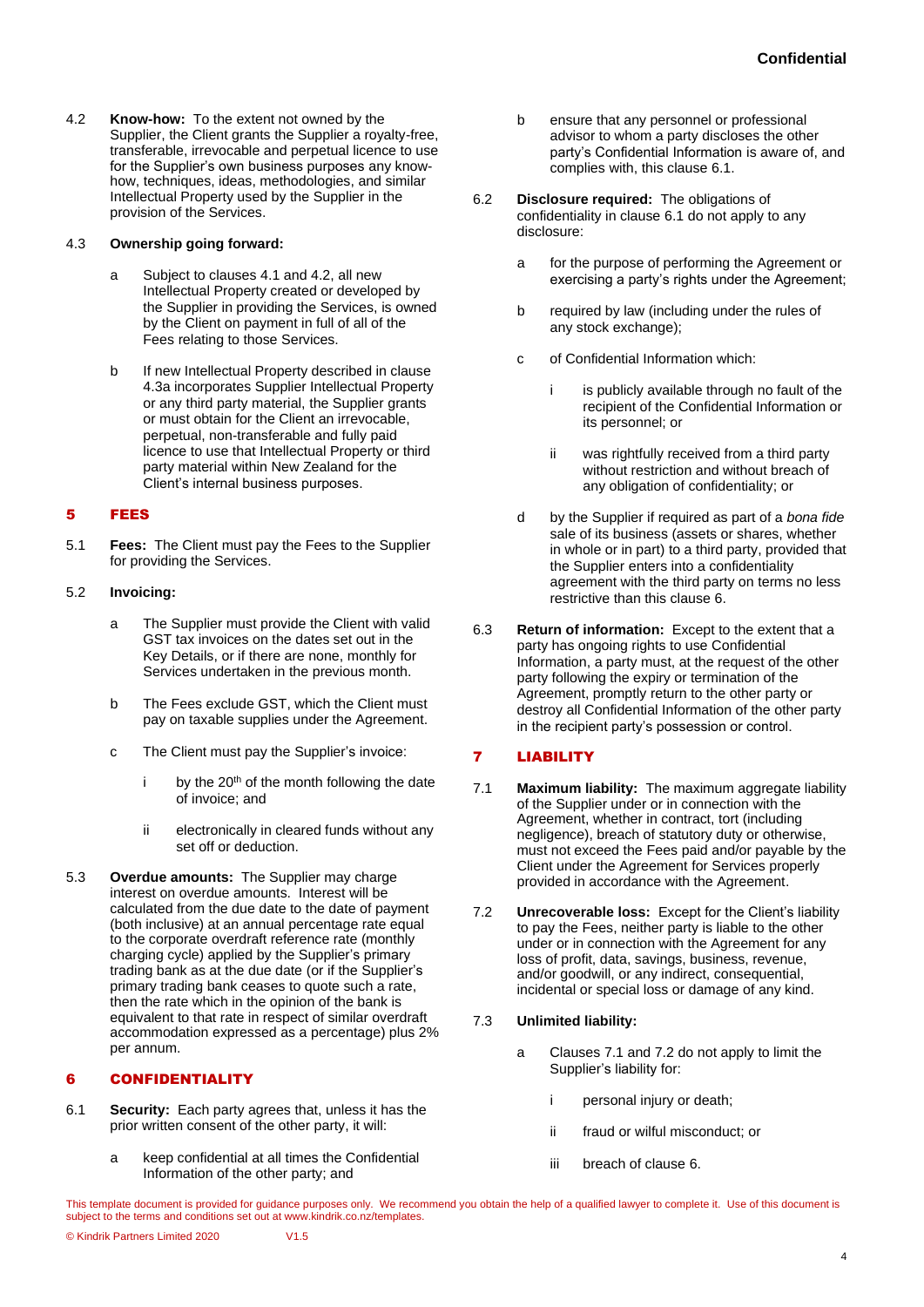4.2 **Know-how:** To the extent not owned by the Supplier, the Client grants the Supplier a royalty-free, transferable, irrevocable and perpetual licence to use for the Supplier's own business purposes any know-how, techniques, ideas, methodologies, and similar Intellectual Property used by the Supplier in the provision of the Services.

4.3 **Ownership going forward:**

a. Subject to clauses 4.1 and 4.2, all new Intellectual Property created or developed by the Supplier in providing the Services, is owned by the Client on payment in full of all of the Fees relating to those Services.

b. If new Intellectual Property described in clause 4.3a incorporates Supplier Intellectual Property or any third party material, the Supplier grants or must obtain for the Client an irrevocable, perpetual, non-transferable and fully paid licence to use that Intellectual Property or third party material within New Zealand for the Client's internal business purposes.

## 5 FEES

5.1 **Fees:** The Client must pay the Fees to the Supplier for providing the Services.

5.2 **Invoicing:**

a. The Supplier must provide the Client with valid GST tax invoices on the dates set out in the Key Details, or if there are none, monthly for Services undertaken in the previous month.

b. The Fees exclude GST, which the Client must pay on taxable supplies under the Agreement.

c. The Client must pay the Supplier's invoice:

i. by the 20th of the month following the date of invoice; and

ii. electronically in cleared funds without any set off or deduction.

5.3 **Overdue amounts:** The Supplier may charge interest on overdue amounts. Interest will be calculated from the due date to the date of payment (both inclusive) at an annual percentage rate equal to the corporate overdraft reference rate (monthly charging cycle) applied by the Supplier's primary trading bank as at the due date (or if the Supplier's primary trading bank ceases to quote such a rate, then the rate which in the opinion of the bank is equivalent to that rate in respect of similar overdraft accommodation expressed as a percentage) plus 2% per annum.

## 6 CONFIDENTIALITY

6.1 **Security:** Each party agrees that, unless it has the prior written consent of the other party, it will:

a. keep confidential at all times the Confidential Information of the other party; and

b. ensure that any personnel or professional advisor to whom a party discloses the other party's Confidential Information is aware of, and complies with, this clause 6.1.

6.2 **Disclosure required:** The obligations of confidentiality in clause 6.1 do not apply to any disclosure:

a. for the purpose of performing the Agreement or exercising a party's rights under the Agreement;

b. required by law (including under the rules of any stock exchange);

c. of Confidential Information which:

i. is publicly available through no fault of the recipient of the Confidential Information or its personnel; or

ii. was rightfully received from a third party without restriction and without breach of any obligation of confidentiality; or

d. by the Supplier if required as part of a *bona fide* sale of its business (assets or shares, whether in whole or in part) to a third party, provided that the Supplier enters into a confidentiality agreement with the third party on terms no less restrictive than this clause 6.

6.3 **Return of information:** Except to the extent that a party has ongoing rights to use Confidential Information, a party must, at the request of the other party following the expiry or termination of the Agreement, promptly return to the other party or destroy all Confidential Information of the other party in the recipient party's possession or control.

## 7 LIABILITY

7.1 **Maximum liability:** The maximum aggregate liability of the Supplier under or in connection with the Agreement, whether in contract, tort (including negligence), breach of statutory duty or otherwise, must not exceed the Fees paid and/or payable by the Client under the Agreement for Services properly provided in accordance with the Agreement.

7.2 **Unrecoverable loss:** Except for the Client's liability to pay the Fees, neither party is liable to the other under or in connection with the Agreement for any loss of profit, data, savings, business, revenue, and/or goodwill, or any indirect, consequential, incidental or special loss or damage of any kind.

7.3 **Unlimited liability:**

a. Clauses 7.1 and 7.2 do not apply to limit the Supplier's liability for:

i. personal injury or death;

ii. fraud or wilful misconduct; or

iii. breach of clause 6.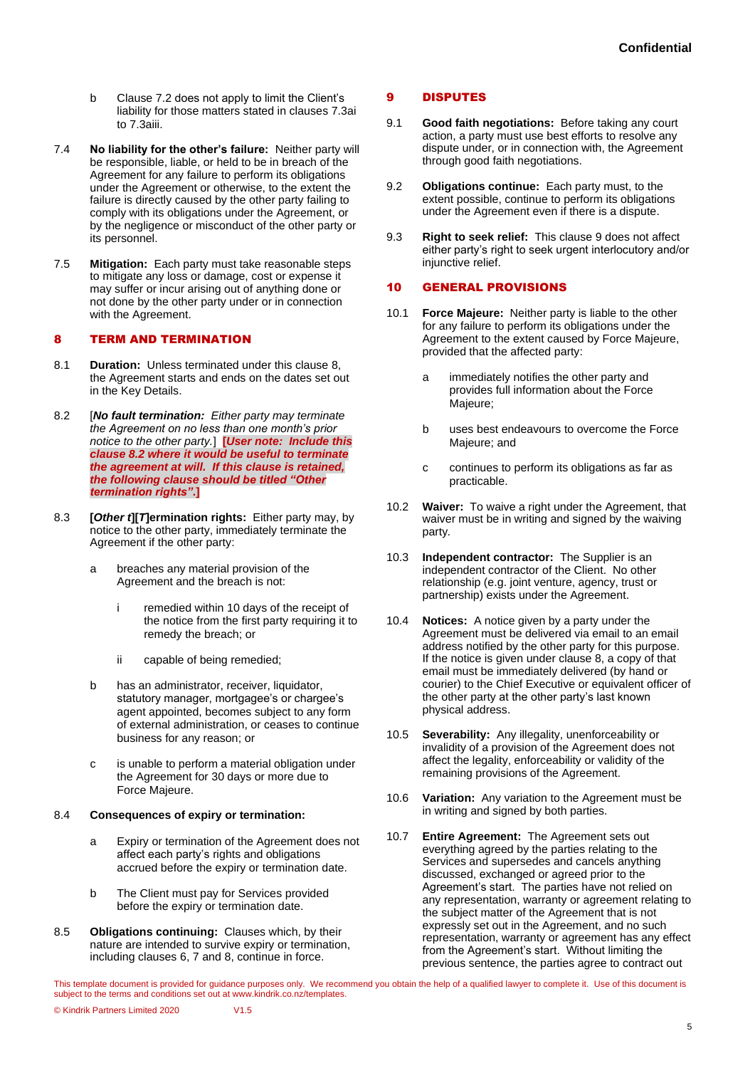b Clause 7.2 does not apply to limit the Client's liability for those matters stated in clauses 7.3ai to 7.3aiii.

7.4 **No liability for the other's failure:** Neither party will be responsible, liable, or held to be in breach of the Agreement for any failure to perform its obligations under the Agreement or otherwise, to the extent the failure is directly caused by the other party failing to comply with its obligations under the Agreement, or by the negligence or misconduct of the other party or its personnel.

7.5 **Mitigation:** Each party must take reasonable steps to mitigate any loss or damage, cost or expense it may suffer or incur arising out of anything done or not done by the other party under or in connection with the Agreement.

## 8 TERM AND TERMINATION

8.1 **Duration:** Unless terminated under this clause 8, the Agreement starts and ends on the dates set out in the Key Details.

8.2 [***No fault termination:*** *Either party may terminate the Agreement on no less than one month's prior notice to the other party.*] **[*User note: Include this clause 8.2 where it would be useful to terminate the agreement at will. If this clause is retained, the following clause should be titled "Other termination rights".*]**

8.3 **[*Other t*][*T*]ermination rights:** Either party may, by notice to the other party, immediately terminate the Agreement if the other party:

a breaches any material provision of the Agreement and the breach is not:

i remedied within 10 days of the receipt of the notice from the first party requiring it to remedy the breach; or

ii capable of being remedied;

b has an administrator, receiver, liquidator, statutory manager, mortgagee's or chargee's agent appointed, becomes subject to any form of external administration, or ceases to continue business for any reason; or

c is unable to perform a material obligation under the Agreement for 30 days or more due to Force Majeure.

8.4 **Consequences of expiry or termination:**

a Expiry or termination of the Agreement does not affect each party's rights and obligations accrued before the expiry or termination date.

b The Client must pay for Services provided before the expiry or termination date.

8.5 **Obligations continuing:** Clauses which, by their nature are intended to survive expiry or termination, including clauses 6, 7 and 8, continue in force.

## 9 DISPUTES

9.1 **Good faith negotiations:** Before taking any court action, a party must use best efforts to resolve any dispute under, or in connection with, the Agreement through good faith negotiations.

9.2 **Obligations continue:** Each party must, to the extent possible, continue to perform its obligations under the Agreement even if there is a dispute.

9.3 **Right to seek relief:** This clause 9 does not affect either party's right to seek urgent interlocutory and/or injunctive relief.

## 10 GENERAL PROVISIONS

10.1 **Force Majeure:** Neither party is liable to the other for any failure to perform its obligations under the Agreement to the extent caused by Force Majeure, provided that the affected party:

a immediately notifies the other party and provides full information about the Force Majeure;

b uses best endeavours to overcome the Force Majeure; and

c continues to perform its obligations as far as practicable.

10.2 **Waiver:** To waive a right under the Agreement, that waiver must be in writing and signed by the waiving party.

10.3 **Independent contractor:** The Supplier is an independent contractor of the Client. No other relationship (e.g. joint venture, agency, trust or partnership) exists under the Agreement.

10.4 **Notices:** A notice given by a party under the Agreement must be delivered via email to an email address notified by the other party for this purpose. If the notice is given under clause 8, a copy of that email must be immediately delivered (by hand or courier) to the Chief Executive or equivalent officer of the other party at the other party's last known physical address.

10.5 **Severability:** Any illegality, unenforceability or invalidity of a provision of the Agreement does not affect the legality, enforceability or validity of the remaining provisions of the Agreement.

10.6 **Variation:** Any variation to the Agreement must be in writing and signed by both parties.

10.7 **Entire Agreement:** The Agreement sets out everything agreed by the parties relating to the Services and supersedes and cancels anything discussed, exchanged or agreed prior to the Agreement's start. The parties have not relied on any representation, warranty or agreement relating to the subject matter of the Agreement that is not expressly set out in the Agreement, and no such representation, warranty or agreement has any effect from the Agreement's start. Without limiting the previous sentence, the parties agree to contract out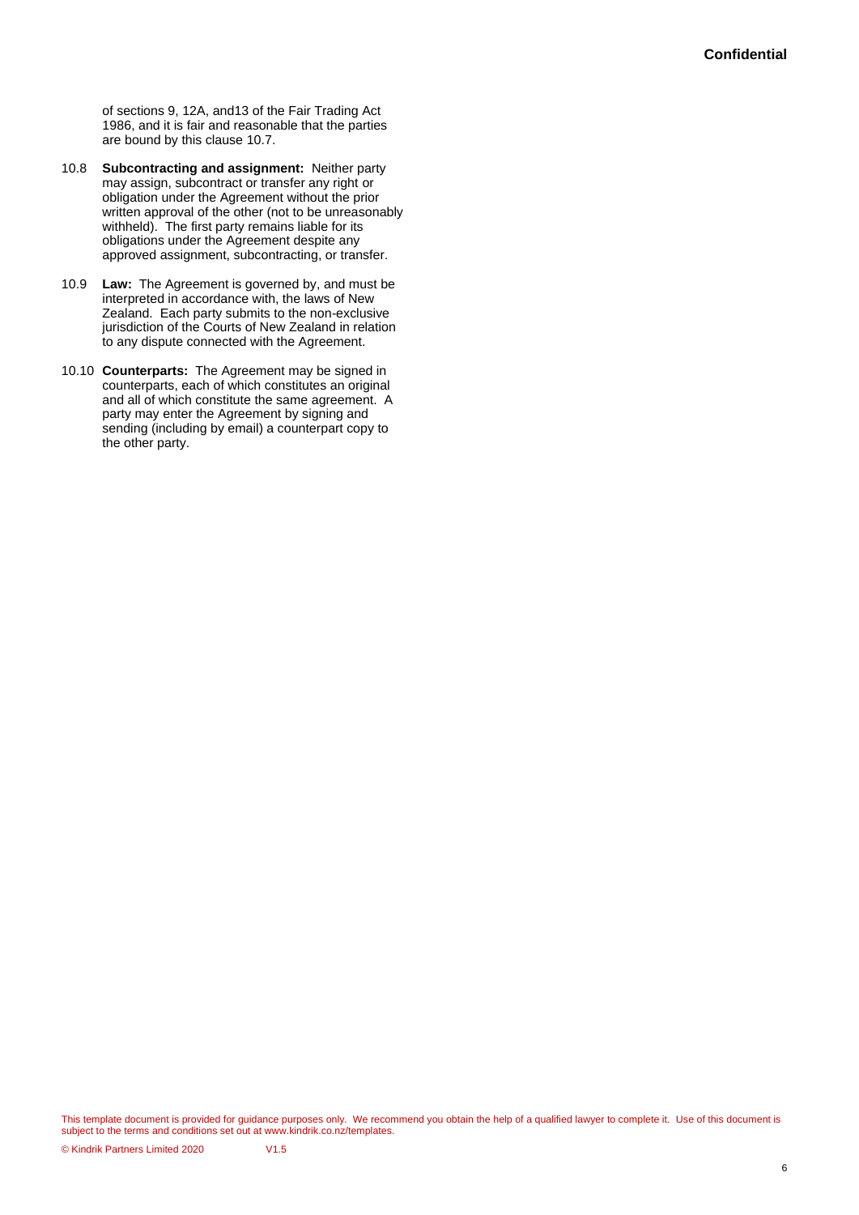of sections 9, 12A, and13 of the Fair Trading Act 1986, and it is fair and reasonable that the parties are bound by this clause 10.7.

10.8 **Subcontracting and assignment:** Neither party may assign, subcontract or transfer any right or obligation under the Agreement without the prior written approval of the other (not to be unreasonably withheld). The first party remains liable for its obligations under the Agreement despite any approved assignment, subcontracting, or transfer.

10.9 **Law:** The Agreement is governed by, and must be interpreted in accordance with, the laws of New Zealand. Each party submits to the non-exclusive jurisdiction of the Courts of New Zealand in relation to any dispute connected with the Agreement.

10.10 **Counterparts:** The Agreement may be signed in counterparts, each of which constitutes an original and all of which constitute the same agreement. A party may enter the Agreement by signing and sending (including by email) a counterpart copy to the other party.